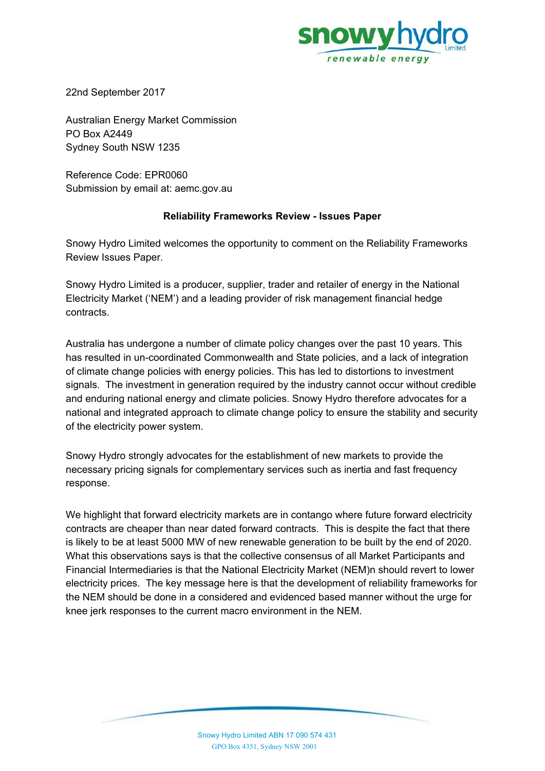22nd September 2017

Australian Energy Market Commission
PO Box A2449
Sydney South NSW 1235

Reference Code: EPR0060
Submission by email at: aemc.gov.au

**Reliability Frameworks Review - Issues Paper**

Snowy Hydro Limited welcomes the opportunity to comment on the Reliability Frameworks Review Issues Paper.

Snowy Hydro Limited is a producer, supplier, trader and retailer of energy in the National Electricity Market ('NEM') and a leading provider of risk management financial hedge contracts.

Australia has undergone a number of climate policy changes over the past 10 years. This has resulted in un-coordinated Commonwealth and State policies, and a lack of integration of climate change policies with energy policies. This has led to distortions to investment signals. The investment in generation required by the industry cannot occur without credible and enduring national energy and climate policies. Snowy Hydro therefore advocates for a national and integrated approach to climate change policy to ensure the stability and security of the electricity power system.

Snowy Hydro strongly advocates for the establishment of new markets to provide the necessary pricing signals for complementary services such as inertia and fast frequency response.

We highlight that forward electricity markets are in contango where future forward electricity contracts are cheaper than near dated forward contracts. This is despite the fact that there is likely to be at least 5000 MW of new renewable generation to be built by the end of 2020. What this observations says is that the collective consensus of all Market Participants and Financial Intermediaries is that the National Electricity Market (NEM)n should revert to lower electricity prices. The key message here is that the development of reliability frameworks for the NEM should be done in a considered and evidenced based manner without the urge for knee jerk responses to the current macro environment in the NEM.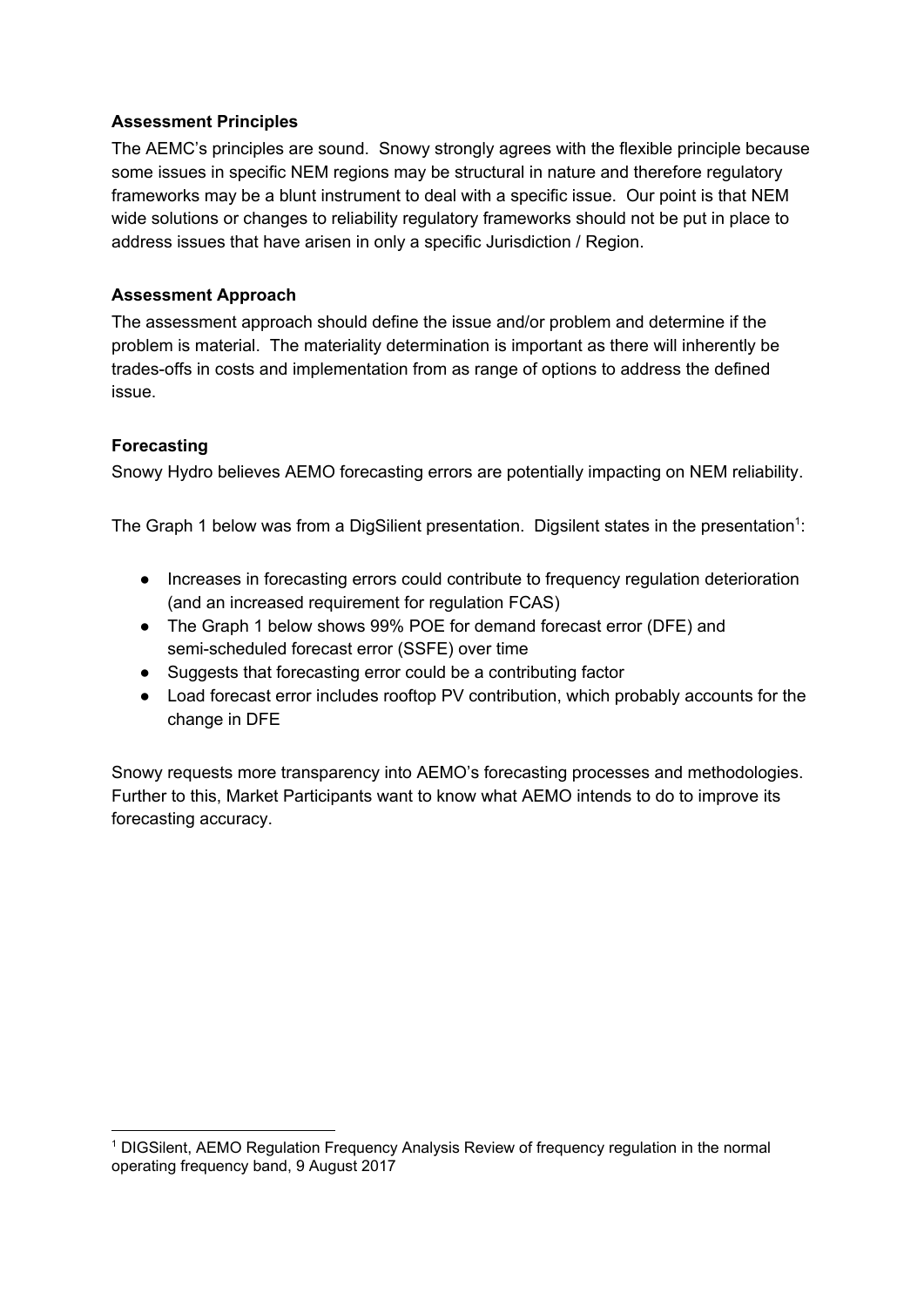**Assessment Principles**

The AEMC's principles are sound. Snowy strongly agrees with the flexible principle because some issues in specific NEM regions may be structural in nature and therefore regulatory frameworks may be a blunt instrument to deal with a specific issue. Our point is that NEM wide solutions or changes to reliability regulatory frameworks should not be put in place to address issues that have arisen in only a specific Jurisdiction / Region.

**Assessment Approach**

The assessment approach should define the issue and/or problem and determine if the problem is material. The materiality determination is important as there will inherently be trades-offs in costs and implementation from as range of options to address the defined issue.

**Forecasting**

Snowy Hydro believes AEMO forecasting errors are potentially impacting on NEM reliability.

The Graph 1 below was from a DigSilient presentation. Digsilent states in the presentation[1]:

- Increases in forecasting errors could contribute to frequency regulation deterioration (and an increased requirement for regulation FCAS)
- The Graph 1 below shows 99% POE for demand forecast error (DFE) and semi-scheduled forecast error (SSFE) over time
- Suggests that forecasting error could be a contributing factor
- Load forecast error includes rooftop PV contribution, which probably accounts for the change in DFE

Snowy requests more transparency into AEMO's forecasting processes and methodologies. Further to this, Market Participants want to know what AEMO intends to do to improve its forecasting accuracy.

[1] DIGSilent, AEMO Regulation Frequency Analysis Review of frequency regulation in the normal operating frequency band, 9 August 2017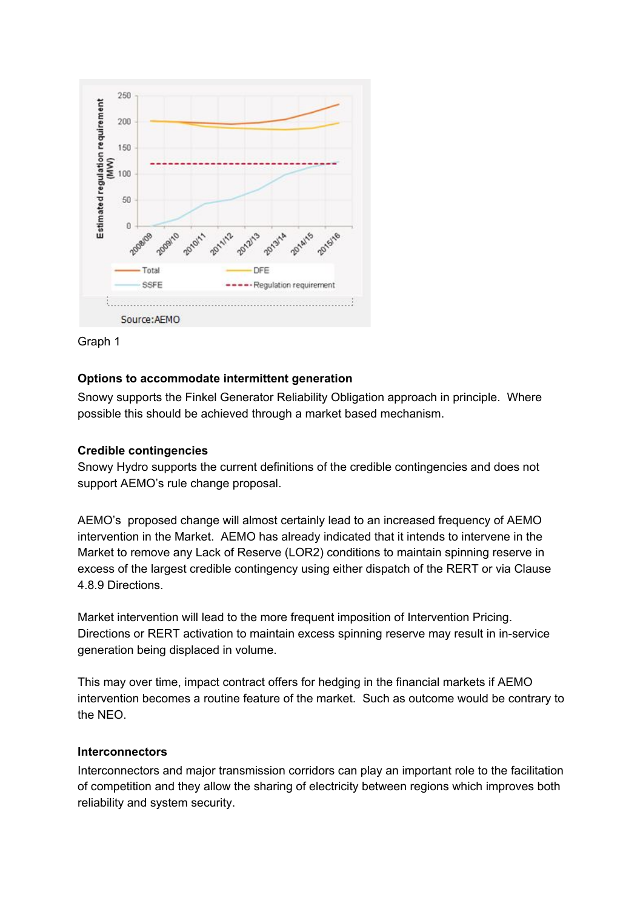Graph 1

### Options to accommodate intermittent generation

Snowy supports the Finkel Generator Reliability Obligation approach in principle. Where possible this should be achieved through a market based mechanism.

### Credible contingencies

Snowy Hydro supports the current definitions of the credible contingencies and does not support AEMO's rule change proposal.

AEMO's proposed change will almost certainly lead to an increased frequency of AEMO intervention in the Market. AEMO has already indicated that it intends to intervene in the Market to remove any Lack of Reserve (LOR2) conditions to maintain spinning reserve in excess of the largest credible contingency using either dispatch of the RERT or via Clause 4.8.9 Directions.

Market intervention will lead to the more frequent imposition of Intervention Pricing. Directions or RERT activation to maintain excess spinning reserve may result in in-service generation being displaced in volume.

This may over time, impact contract offers for hedging in the financial markets if AEMO intervention becomes a routine feature of the market. Such as outcome would be contrary to the NEO.

### Interconnectors

Interconnectors and major transmission corridors can play an important role to the facilitation of competition and they allow the sharing of electricity between regions which improves both reliability and system security.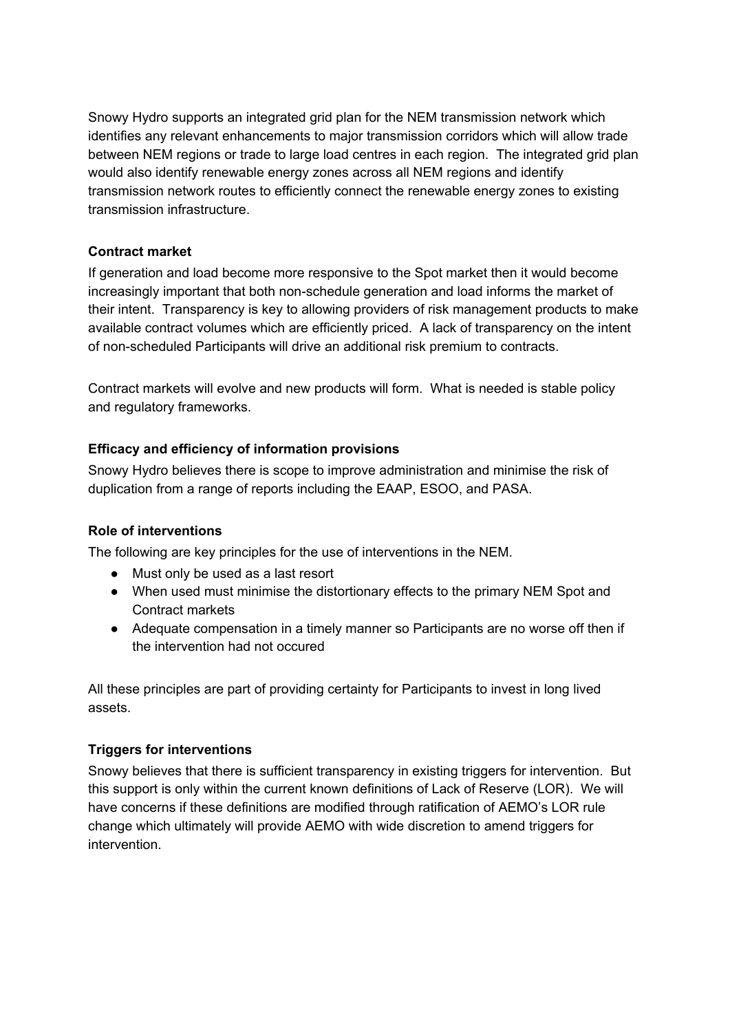Snowy Hydro supports an integrated grid plan for the NEM transmission network which identifies any relevant enhancements to major transmission corridors which will allow trade between NEM regions or trade to large load centres in each region. The integrated grid plan would also identify renewable energy zones across all NEM regions and identify transmission network routes to efficiently connect the renewable energy zones to existing transmission infrastructure.

**Contract market**

If generation and load become more responsive to the Spot market then it would become increasingly important that both non-schedule generation and load informs the market of their intent. Transparency is key to allowing providers of risk management products to make available contract volumes which are efficiently priced. A lack of transparency on the intent of non-scheduled Participants will drive an additional risk premium to contracts.

Contract markets will evolve and new products will form. What is needed is stable policy and regulatory frameworks.

**Efficacy and efficiency of information provisions**

Snowy Hydro believes there is scope to improve administration and minimise the risk of duplication from a range of reports including the EAAP, ESOO, and PASA.

**Role of interventions**

The following are key principles for the use of interventions in the NEM.

- Must only be used as a last resort
- When used must minimise the distortionary effects to the primary NEM Spot and Contract markets
- Adequate compensation in a timely manner so Participants are no worse off then if the intervention had not occured

All these principles are part of providing certainty for Participants to invest in long lived assets.

**Triggers for interventions**

Snowy believes that there is sufficient transparency in existing triggers for intervention. But this support is only within the current known definitions of Lack of Reserve (LOR). We will have concerns if these definitions are modified through ratification of AEMO's LOR rule change which ultimately will provide AEMO with wide discretion to amend triggers for intervention.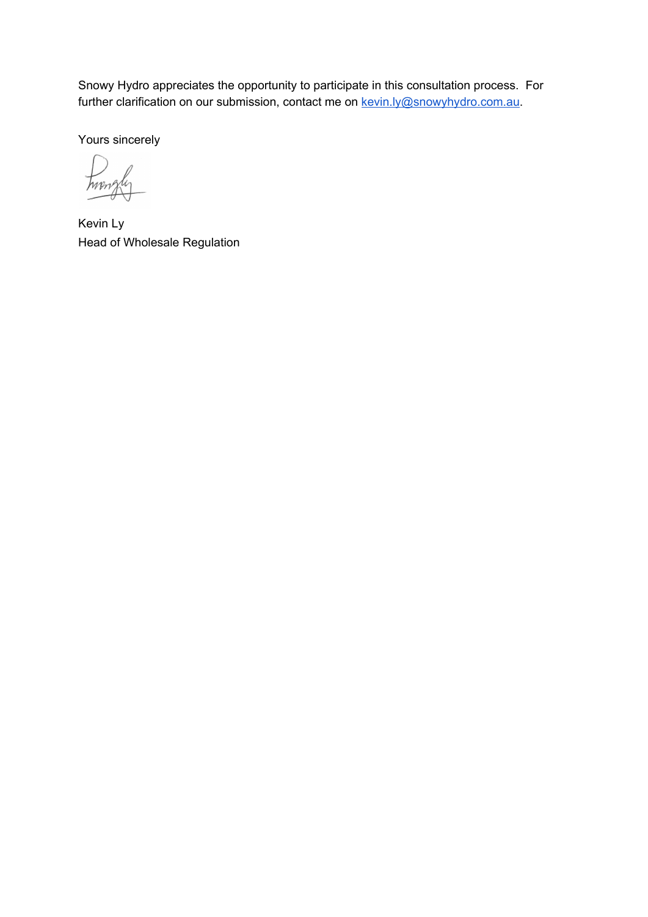Snowy Hydro appreciates the opportunity to participate in this consultation process. For further clarification on our submission, contact me on kevin.ly@snowyhydro.com.au.

Yours sincerely

Kevin Ly
Head of Wholesale Regulation